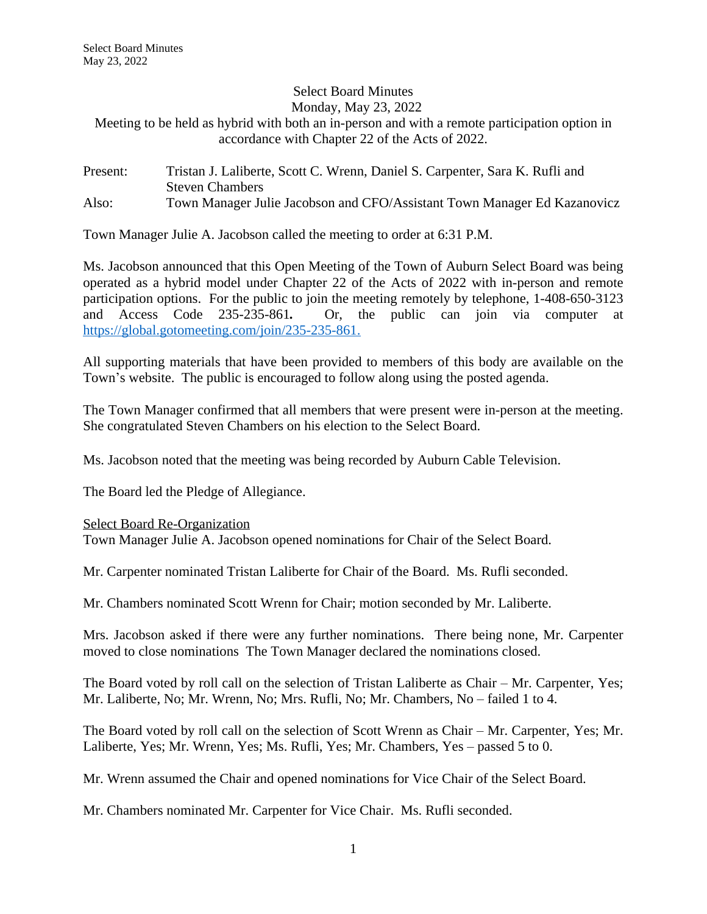Select Board Minutes
Monday, May 23, 2022
Meeting to be held as hybrid with both an in-person and with a remote participation option in accordance with Chapter 22 of the Acts of 2022.

Present: Tristan J. Laliberte, Scott C. Wrenn, Daniel S. Carpenter, Sara K. Rufli and Steven Chambers
Also: Town Manager Julie Jacobson and CFO/Assistant Town Manager Ed Kazanovicz

Town Manager Julie A. Jacobson called the meeting to order at 6:31 P.M.

Ms. Jacobson announced that this Open Meeting of the Town of Auburn Select Board was being operated as a hybrid model under Chapter 22 of the Acts of 2022 with in-person and remote participation options. For the public to join the meeting remotely by telephone, 1-408-650-3123 and Access Code 235-235-861**.** Or, the public can join via computer at https://global.gotomeeting.com/join/235-235-861.

All supporting materials that have been provided to members of this body are available on the Town's website. The public is encouraged to follow along using the posted agenda.

The Town Manager confirmed that all members that were present were in-person at the meeting. She congratulated Steven Chambers on his election to the Select Board.

Ms. Jacobson noted that the meeting was being recorded by Auburn Cable Television.

The Board led the Pledge of Allegiance.

<u>Select Board Re-Organization</u>
Town Manager Julie A. Jacobson opened nominations for Chair of the Select Board.

Mr. Carpenter nominated Tristan Laliberte for Chair of the Board. Ms. Rufli seconded.

Mr. Chambers nominated Scott Wrenn for Chair; motion seconded by Mr. Laliberte.

Mrs. Jacobson asked if there were any further nominations. There being none, Mr. Carpenter moved to close nominations The Town Manager declared the nominations closed.

The Board voted by roll call on the selection of Tristan Laliberte as Chair – Mr. Carpenter, Yes; Mr. Laliberte, No; Mr. Wrenn, No; Mrs. Rufli, No; Mr. Chambers, No – failed 1 to 4.

The Board voted by roll call on the selection of Scott Wrenn as Chair – Mr. Carpenter, Yes; Mr. Laliberte, Yes; Mr. Wrenn, Yes; Ms. Rufli, Yes; Mr. Chambers, Yes – passed 5 to 0.

Mr. Wrenn assumed the Chair and opened nominations for Vice Chair of the Select Board.

Mr. Chambers nominated Mr. Carpenter for Vice Chair. Ms. Rufli seconded.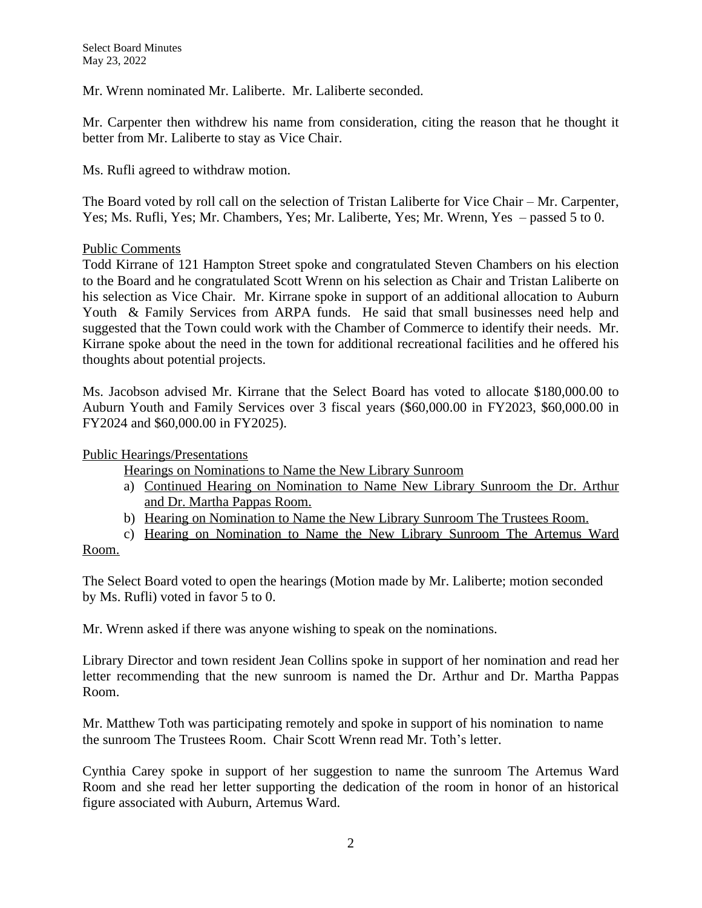Mr. Wrenn nominated Mr. Laliberte. Mr. Laliberte seconded.

Mr. Carpenter then withdrew his name from consideration, citing the reason that he thought it better from Mr. Laliberte to stay as Vice Chair.

Ms. Rufli agreed to withdraw motion.

The Board voted by roll call on the selection of Tristan Laliberte for Vice Chair – Mr. Carpenter, Yes; Ms. Rufli, Yes; Mr. Chambers, Yes; Mr. Laliberte, Yes; Mr. Wrenn, Yes – passed 5 to 0.

<u>Public Comments</u>

Todd Kirrane of 121 Hampton Street spoke and congratulated Steven Chambers on his election to the Board and he congratulated Scott Wrenn on his selection as Chair and Tristan Laliberte on his selection as Vice Chair. Mr. Kirrane spoke in support of an additional allocation to Auburn Youth & Family Services from ARPA funds. He said that small businesses need help and suggested that the Town could work with the Chamber of Commerce to identify their needs. Mr. Kirrane spoke about the need in the town for additional recreational facilities and he offered his thoughts about potential projects.

Ms. Jacobson advised Mr. Kirrane that the Select Board has voted to allocate $180,000.00 to Auburn Youth and Family Services over 3 fiscal years ($60,000.00 in FY2023, $60,000.00 in FY2024 and $60,000.00 in FY2025).

<u>Public Hearings/Presentations</u>

<u>Hearings on Nominations to Name the New Library Sunroom</u>

a) <u>Continued Hearing on Nomination to Name New Library Sunroom the Dr. Arthur and Dr. Martha Pappas Room.</u>
b) <u>Hearing on Nomination to Name the New Library Sunroom The Trustees Room.</u>
c) <u>Hearing on Nomination to Name the New Library Sunroom The Artemus Ward Room.</u>

The Select Board voted to open the hearings (Motion made by Mr. Laliberte; motion seconded by Ms. Rufli) voted in favor 5 to 0.

Mr. Wrenn asked if there was anyone wishing to speak on the nominations.

Library Director and town resident Jean Collins spoke in support of her nomination and read her letter recommending that the new sunroom is named the Dr. Arthur and Dr. Martha Pappas Room.

Mr. Matthew Toth was participating remotely and spoke in support of his nomination to name the sunroom The Trustees Room. Chair Scott Wrenn read Mr. Toth's letter.

Cynthia Carey spoke in support of her suggestion to name the sunroom The Artemus Ward Room and she read her letter supporting the dedication of the room in honor of an historical figure associated with Auburn, Artemus Ward.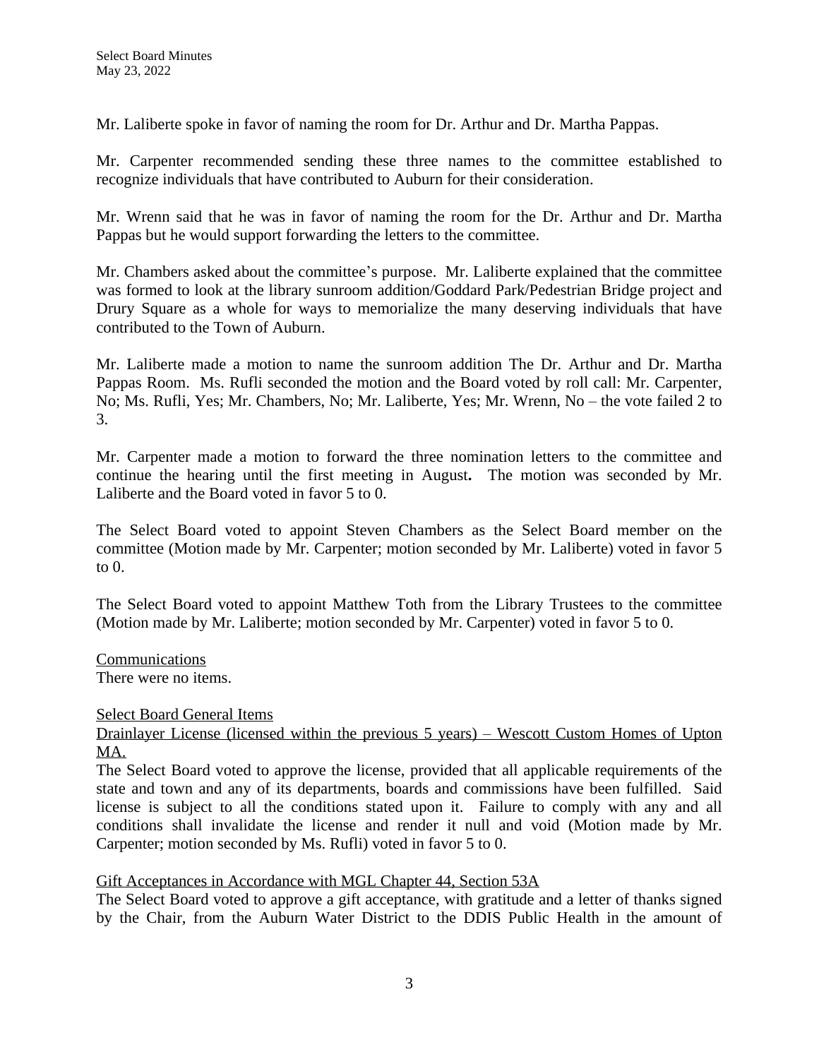Mr. Laliberte spoke in favor of naming the room for Dr. Arthur and Dr. Martha Pappas.

Mr. Carpenter recommended sending these three names to the committee established to recognize individuals that have contributed to Auburn for their consideration.

Mr. Wrenn said that he was in favor of naming the room for the Dr. Arthur and Dr. Martha Pappas but he would support forwarding the letters to the committee.

Mr. Chambers asked about the committee's purpose. Mr. Laliberte explained that the committee was formed to look at the library sunroom addition/Goddard Park/Pedestrian Bridge project and Drury Square as a whole for ways to memorialize the many deserving individuals that have contributed to the Town of Auburn.

Mr. Laliberte made a motion to name the sunroom addition The Dr. Arthur and Dr. Martha Pappas Room. Ms. Rufli seconded the motion and the Board voted by roll call: Mr. Carpenter, No; Ms. Rufli, Yes; Mr. Chambers, No; Mr. Laliberte, Yes; Mr. Wrenn, No – the vote failed 2 to 3.

Mr. Carpenter made a motion to forward the three nomination letters to the committee and continue the hearing until the first meeting in August**.** The motion was seconded by Mr. Laliberte and the Board voted in favor 5 to 0.

The Select Board voted to appoint Steven Chambers as the Select Board member on the committee (Motion made by Mr. Carpenter; motion seconded by Mr. Laliberte) voted in favor 5 to 0.

The Select Board voted to appoint Matthew Toth from the Library Trustees to the committee (Motion made by Mr. Laliberte; motion seconded by Mr. Carpenter) voted in favor 5 to 0.

Communications

There were no items.

Select Board General Items

Drainlayer License (licensed within the previous 5 years) – Wescott Custom Homes of Upton MA.

The Select Board voted to approve the license, provided that all applicable requirements of the state and town and any of its departments, boards and commissions have been fulfilled. Said license is subject to all the conditions stated upon it. Failure to comply with any and all conditions shall invalidate the license and render it null and void (Motion made by Mr. Carpenter; motion seconded by Ms. Rufli) voted in favor 5 to 0.

Gift Acceptances in Accordance with MGL Chapter 44, Section 53A

The Select Board voted to approve a gift acceptance, with gratitude and a letter of thanks signed by the Chair, from the Auburn Water District to the DDIS Public Health in the amount of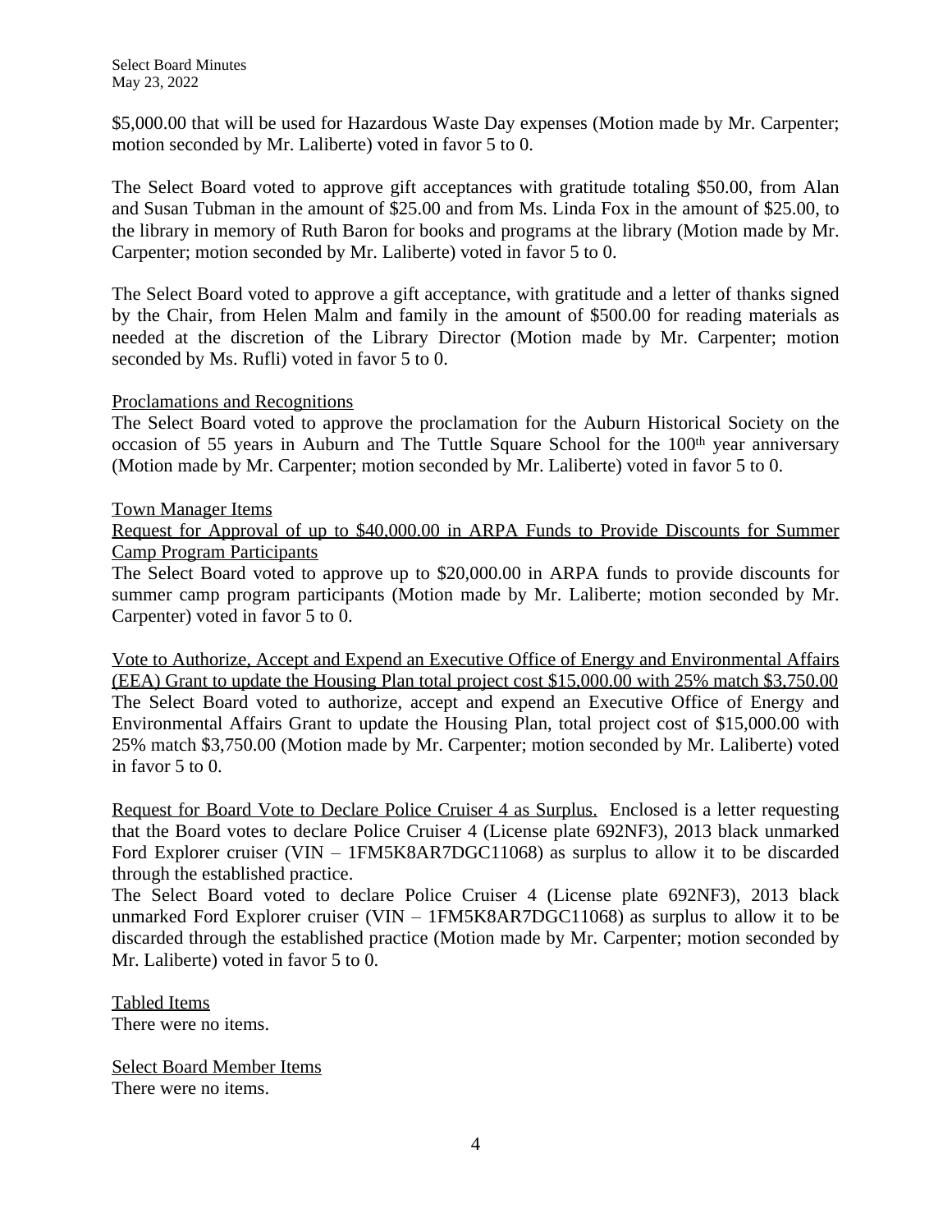$5,000.00 that will be used for Hazardous Waste Day expenses (Motion made by Mr. Carpenter; motion seconded by Mr. Laliberte) voted in favor 5 to 0.

The Select Board voted to approve gift acceptances with gratitude totaling $50.00, from Alan and Susan Tubman in the amount of $25.00 and from Ms. Linda Fox in the amount of $25.00, to the library in memory of Ruth Baron for books and programs at the library (Motion made by Mr. Carpenter; motion seconded by Mr. Laliberte) voted in favor 5 to 0.

The Select Board voted to approve a gift acceptance, with gratitude and a letter of thanks signed by the Chair, from Helen Malm and family in the amount of $500.00 for reading materials as needed at the discretion of the Library Director (Motion made by Mr. Carpenter; motion seconded by Ms. Rufli) voted in favor 5 to 0.

<u>Proclamations and Recognitions</u>

The Select Board voted to approve the proclamation for the Auburn Historical Society on the occasion of 55 years in Auburn and The Tuttle Square School for the 100th year anniversary (Motion made by Mr. Carpenter; motion seconded by Mr. Laliberte) voted in favor 5 to 0.

<u>Town Manager Items</u>

<u>Request for Approval of up to $40,000.00 in ARPA Funds to Provide Discounts for Summer Camp Program Participants</u>

The Select Board voted to approve up to $20,000.00 in ARPA funds to provide discounts for summer camp program participants (Motion made by Mr. Laliberte; motion seconded by Mr. Carpenter) voted in favor 5 to 0.

<u>Vote to Authorize, Accept and Expend an Executive Office of Energy and Environmental Affairs (EEA) Grant to update the Housing Plan total project cost $15,000.00 with 25% match $3,750.00</u>

The Select Board voted to authorize, accept and expend an Executive Office of Energy and Environmental Affairs Grant to update the Housing Plan, total project cost of $15,000.00 with 25% match $3,750.00 (Motion made by Mr. Carpenter; motion seconded by Mr. Laliberte) voted in favor 5 to 0.

<u>Request for Board Vote to Declare Police Cruiser 4 as Surplus.</u> Enclosed is a letter requesting that the Board votes to declare Police Cruiser 4 (License plate 692NF3), 2013 black unmarked Ford Explorer cruiser (VIN – 1FM5K8AR7DGC11068) as surplus to allow it to be discarded through the established practice.

The Select Board voted to declare Police Cruiser 4 (License plate 692NF3), 2013 black unmarked Ford Explorer cruiser (VIN – 1FM5K8AR7DGC11068) as surplus to allow it to be discarded through the established practice (Motion made by Mr. Carpenter; motion seconded by Mr. Laliberte) voted in favor 5 to 0.

<u>Tabled Items</u>

There were no items.

<u>Select Board Member Items</u>

There were no items.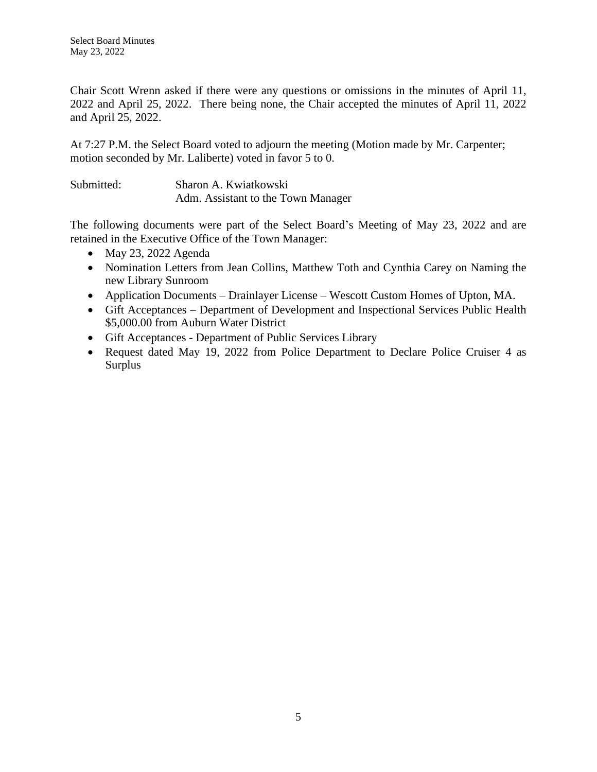Chair Scott Wrenn asked if there were any questions or omissions in the minutes of April 11, 2022 and April 25, 2022. There being none, the Chair accepted the minutes of April 11, 2022 and April 25, 2022.

At 7:27 P.M. the Select Board voted to adjourn the meeting (Motion made by Mr. Carpenter; motion seconded by Mr. Laliberte) voted in favor 5 to 0.

Submitted: Sharon A. Kwiatkowski
Adm. Assistant to the Town Manager

The following documents were part of the Select Board's Meeting of May 23, 2022 and are retained in the Executive Office of the Town Manager:

- May 23, 2022 Agenda
- Nomination Letters from Jean Collins, Matthew Toth and Cynthia Carey on Naming the new Library Sunroom
- Application Documents – Drainlayer License – Wescott Custom Homes of Upton, MA.
- Gift Acceptances – Department of Development and Inspectional Services Public Health $5,000.00 from Auburn Water District
- Gift Acceptances - Department of Public Services Library
- Request dated May 19, 2022 from Police Department to Declare Police Cruiser 4 as Surplus